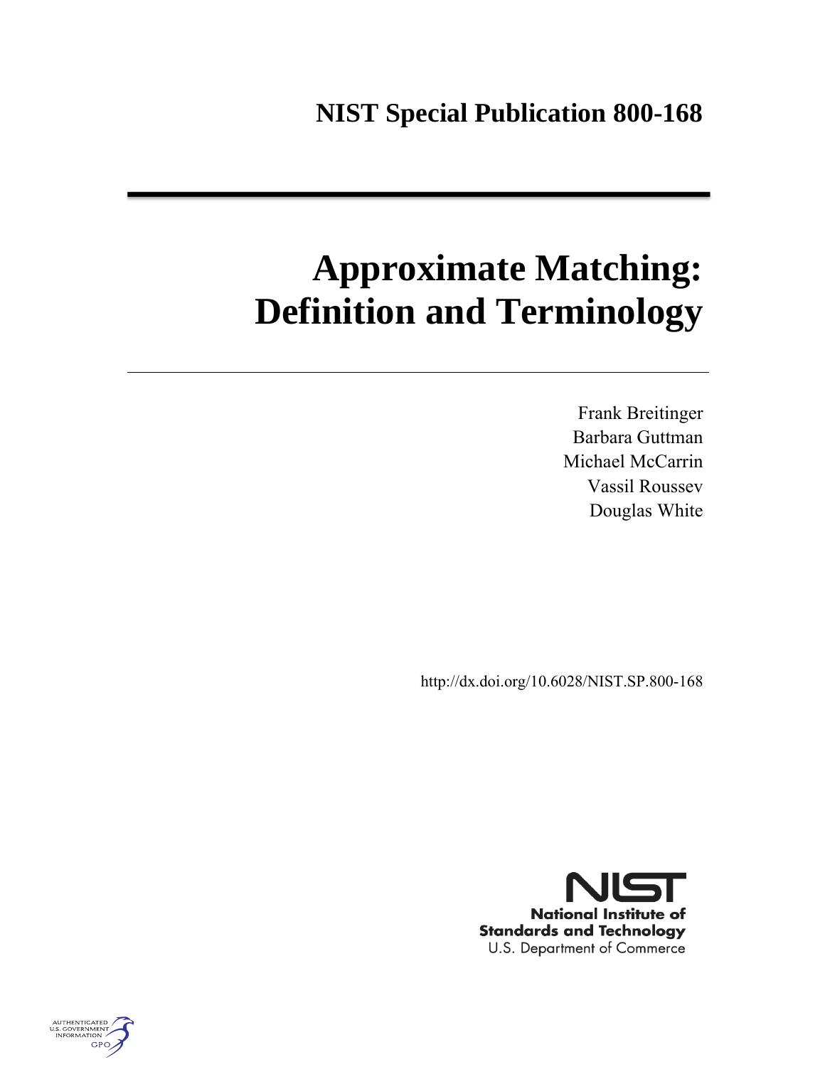**NIST Special Publication 800-168**

# Approximate Matching: Definition and Terminology

Frank Breitinger
Barbara Guttman
Michael McCarrin
Vassil Roussev
Douglas White

http://dx.doi.org/10.6028/NIST.SP.800-168

NIST
National Institute of Standards and Technology
U.S. Department of Commerce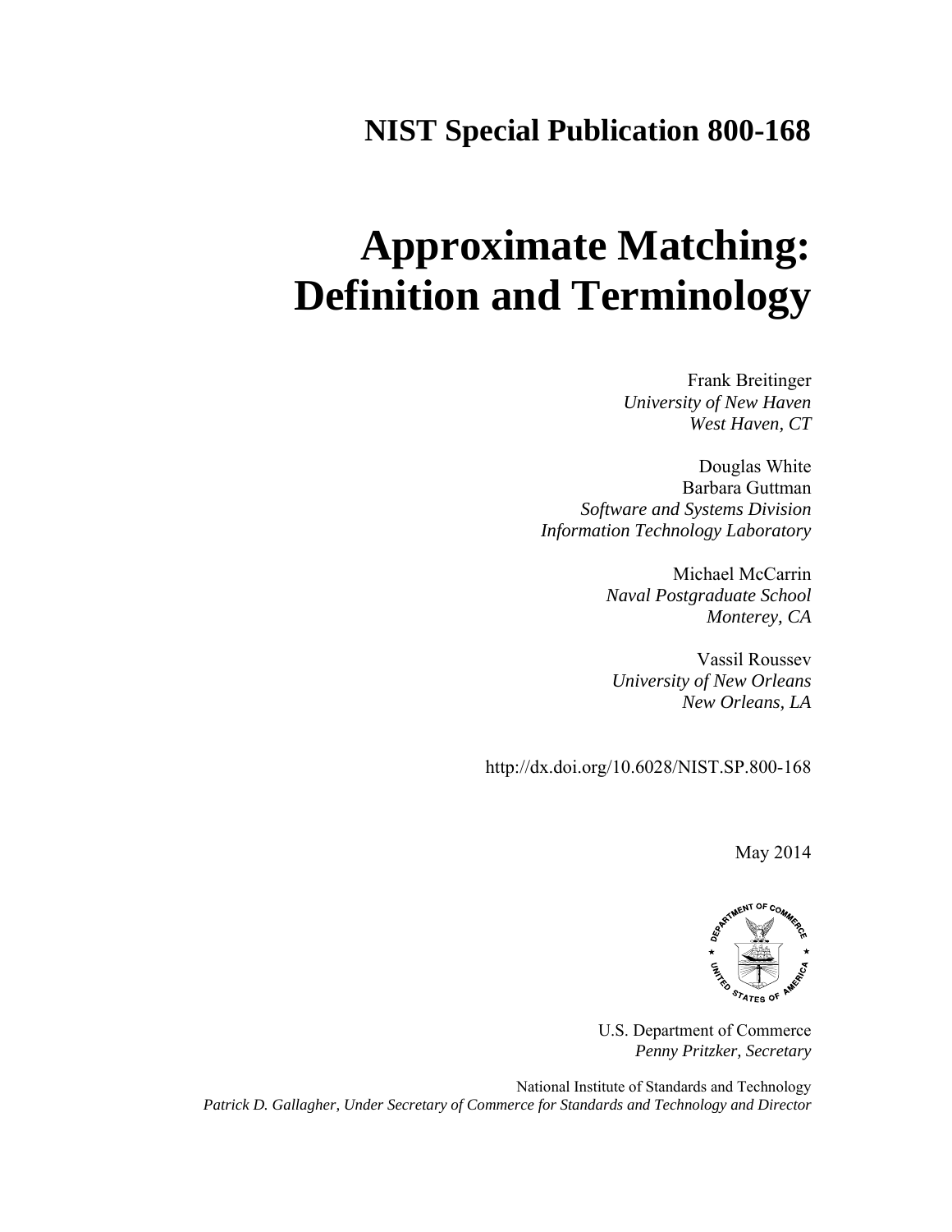# NIST Special Publication 800-168

# Approximate Matching: Definition and Terminology

Frank Breitinger
*University of New Haven*
*West Haven, CT*

Douglas White
Barbara Guttman
*Software and Systems Division*
*Information Technology Laboratory*

Michael McCarrin
*Naval Postgraduate School*
*Monterey, CA*

Vassil Roussev
*University of New Orleans*
*New Orleans, LA*

http://dx.doi.org/10.6028/NIST.SP.800-168

May 2014

U.S. Department of Commerce
*Penny Pritzker, Secretary*

National Institute of Standards and Technology
*Patrick D. Gallagher, Under Secretary of Commerce for Standards and Technology and Director*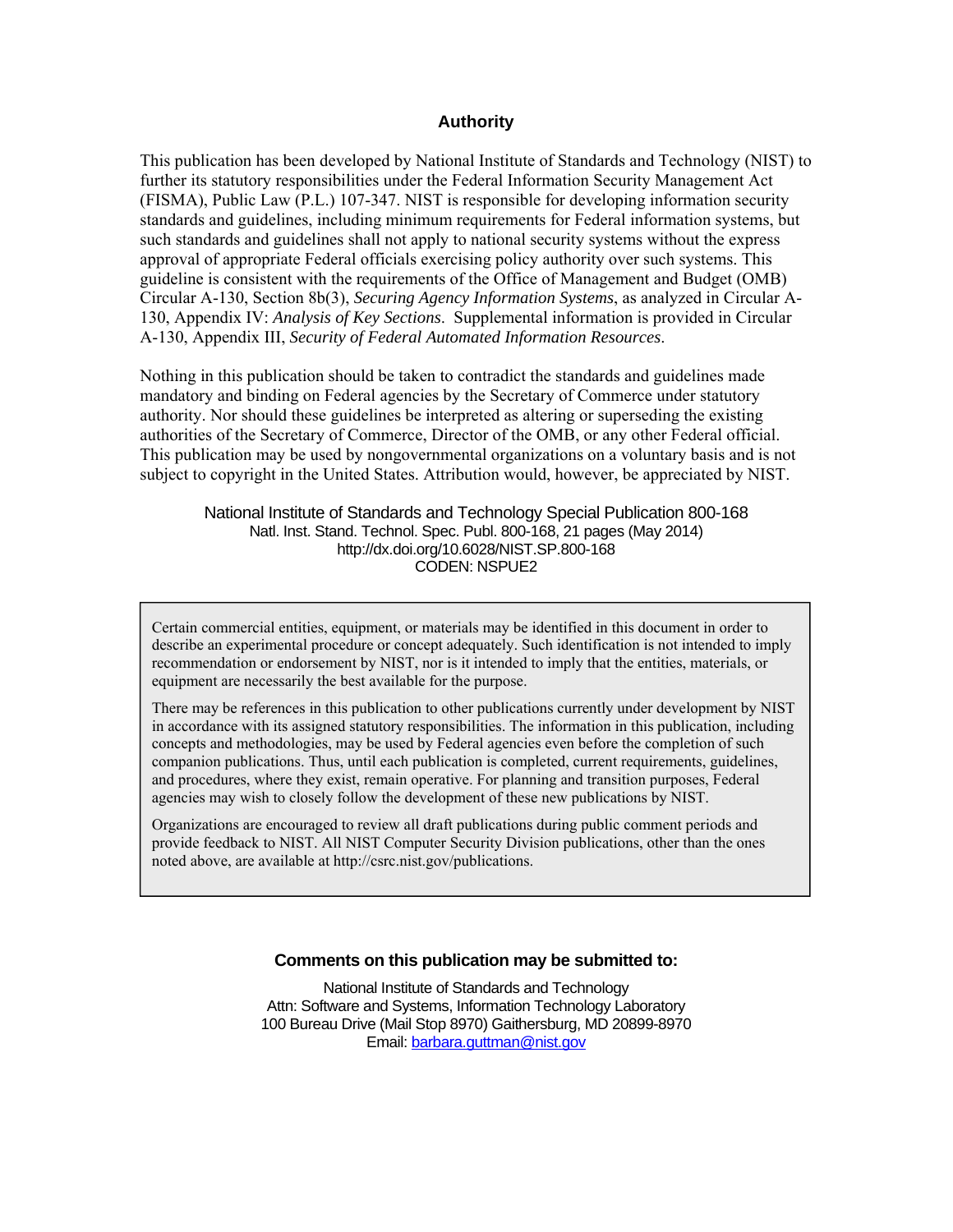## Authority

This publication has been developed by National Institute of Standards and Technology (NIST) to further its statutory responsibilities under the Federal Information Security Management Act (FISMA), Public Law (P.L.) 107-347. NIST is responsible for developing information security standards and guidelines, including minimum requirements for Federal information systems, but such standards and guidelines shall not apply to national security systems without the express approval of appropriate Federal officials exercising policy authority over such systems. This guideline is consistent with the requirements of the Office of Management and Budget (OMB) Circular A-130, Section 8b(3), *Securing Agency Information Systems*, as analyzed in Circular A-130, Appendix IV: *Analysis of Key Sections*. Supplemental information is provided in Circular A-130, Appendix III, *Security of Federal Automated Information Resources*.

Nothing in this publication should be taken to contradict the standards and guidelines made mandatory and binding on Federal agencies by the Secretary of Commerce under statutory authority. Nor should these guidelines be interpreted as altering or superseding the existing authorities of the Secretary of Commerce, Director of the OMB, or any other Federal official. This publication may be used by nongovernmental organizations on a voluntary basis and is not subject to copyright in the United States. Attribution would, however, be appreciated by NIST.

National Institute of Standards and Technology Special Publication 800-168
Natl. Inst. Stand. Technol. Spec. Publ. 800-168, 21 pages (May 2014)
http://dx.doi.org/10.6028/NIST.SP.800-168
CODEN: NSPUE2

Certain commercial entities, equipment, or materials may be identified in this document in order to describe an experimental procedure or concept adequately. Such identification is not intended to imply recommendation or endorsement by NIST, nor is it intended to imply that the entities, materials, or equipment are necessarily the best available for the purpose.

There may be references in this publication to other publications currently under development by NIST in accordance with its assigned statutory responsibilities. The information in this publication, including concepts and methodologies, may be used by Federal agencies even before the completion of such companion publications. Thus, until each publication is completed, current requirements, guidelines, and procedures, where they exist, remain operative. For planning and transition purposes, Federal agencies may wish to closely follow the development of these new publications by NIST.

Organizations are encouraged to review all draft publications during public comment periods and provide feedback to NIST. All NIST Computer Security Division publications, other than the ones noted above, are available at http://csrc.nist.gov/publications.

**Comments on this publication may be submitted to:**

National Institute of Standards and Technology
Attn: Software and Systems, Information Technology Laboratory
100 Bureau Drive (Mail Stop 8970) Gaithersburg, MD 20899-8970
Email: barbara.guttman@nist.gov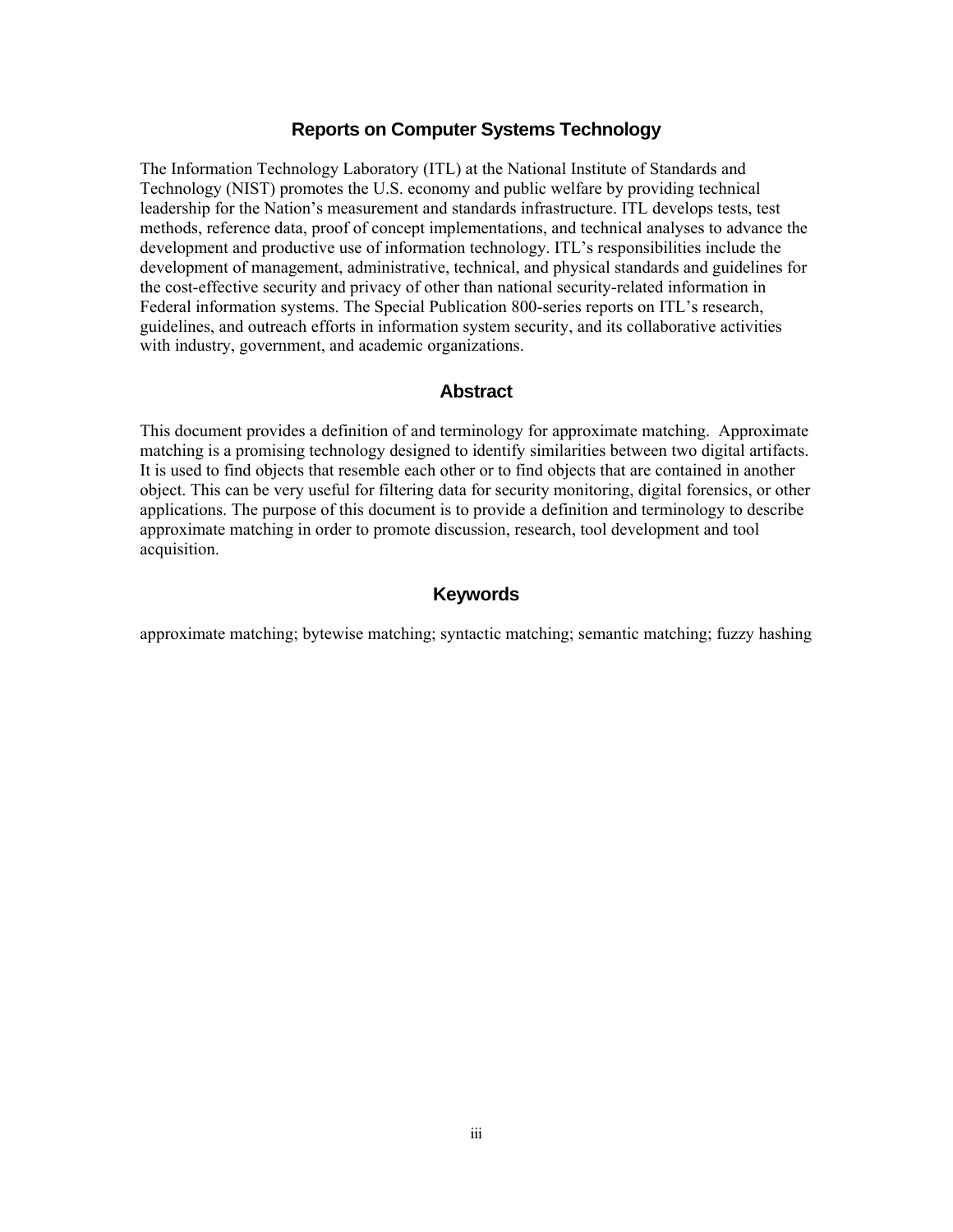## Reports on Computer Systems Technology

The Information Technology Laboratory (ITL) at the National Institute of Standards and Technology (NIST) promotes the U.S. economy and public welfare by providing technical leadership for the Nation's measurement and standards infrastructure. ITL develops tests, test methods, reference data, proof of concept implementations, and technical analyses to advance the development and productive use of information technology. ITL's responsibilities include the development of management, administrative, technical, and physical standards and guidelines for the cost-effective security and privacy of other than national security-related information in Federal information systems. The Special Publication 800-series reports on ITL's research, guidelines, and outreach efforts in information system security, and its collaborative activities with industry, government, and academic organizations.

## Abstract

This document provides a definition of and terminology for approximate matching. Approximate matching is a promising technology designed to identify similarities between two digital artifacts. It is used to find objects that resemble each other or to find objects that are contained in another object. This can be very useful for filtering data for security monitoring, digital forensics, or other applications. The purpose of this document is to provide a definition and terminology to describe approximate matching in order to promote discussion, research, tool development and tool acquisition.

## Keywords

approximate matching; bytewise matching; syntactic matching; semantic matching; fuzzy hashing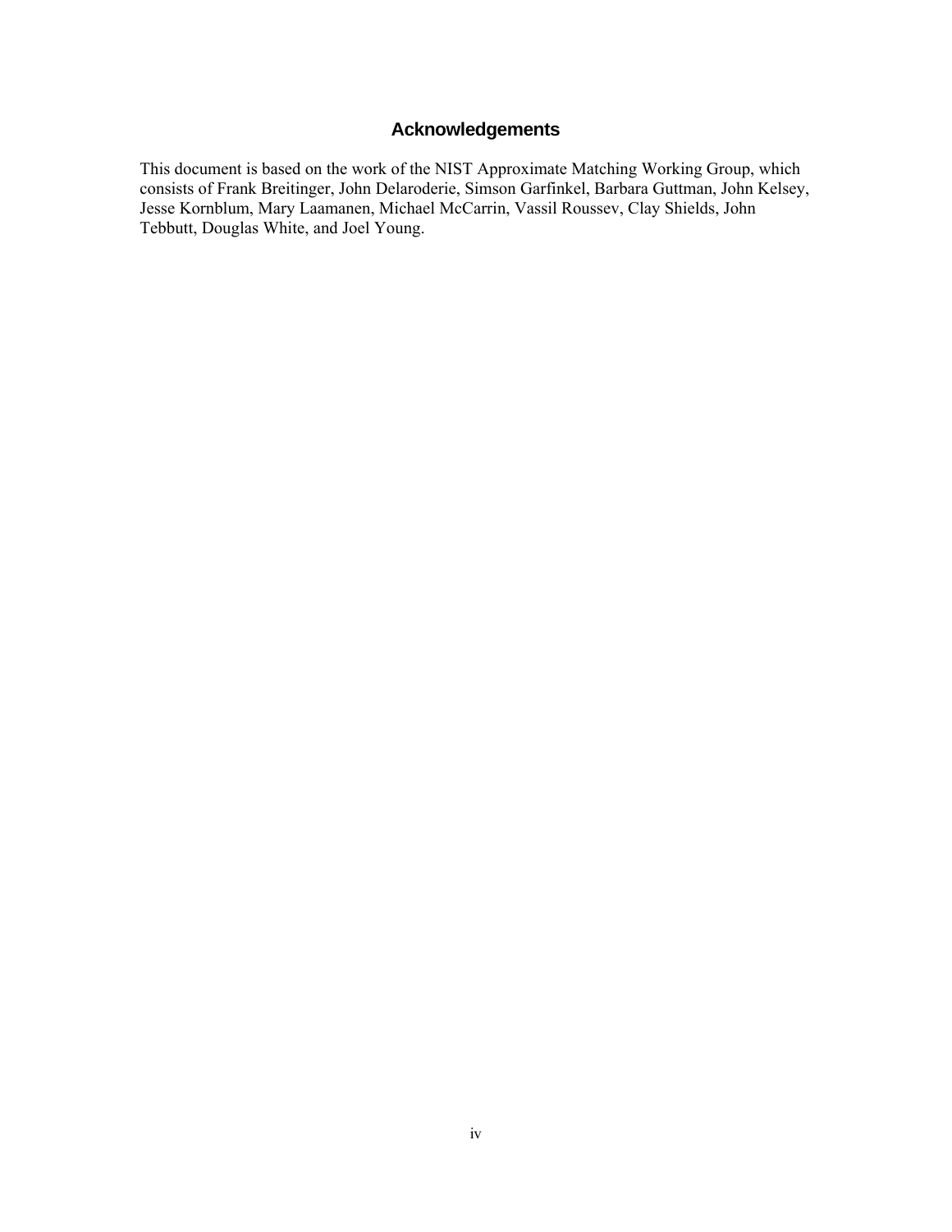## Acknowledgements

This document is based on the work of the NIST Approximate Matching Working Group, which consists of Frank Breitinger, John Delaroderie, Simson Garfinkel, Barbara Guttman, John Kelsey, Jesse Kornblum, Mary Laamanen, Michael McCarrin, Vassil Roussev, Clay Shields, John Tebbutt, Douglas White, and Joel Young.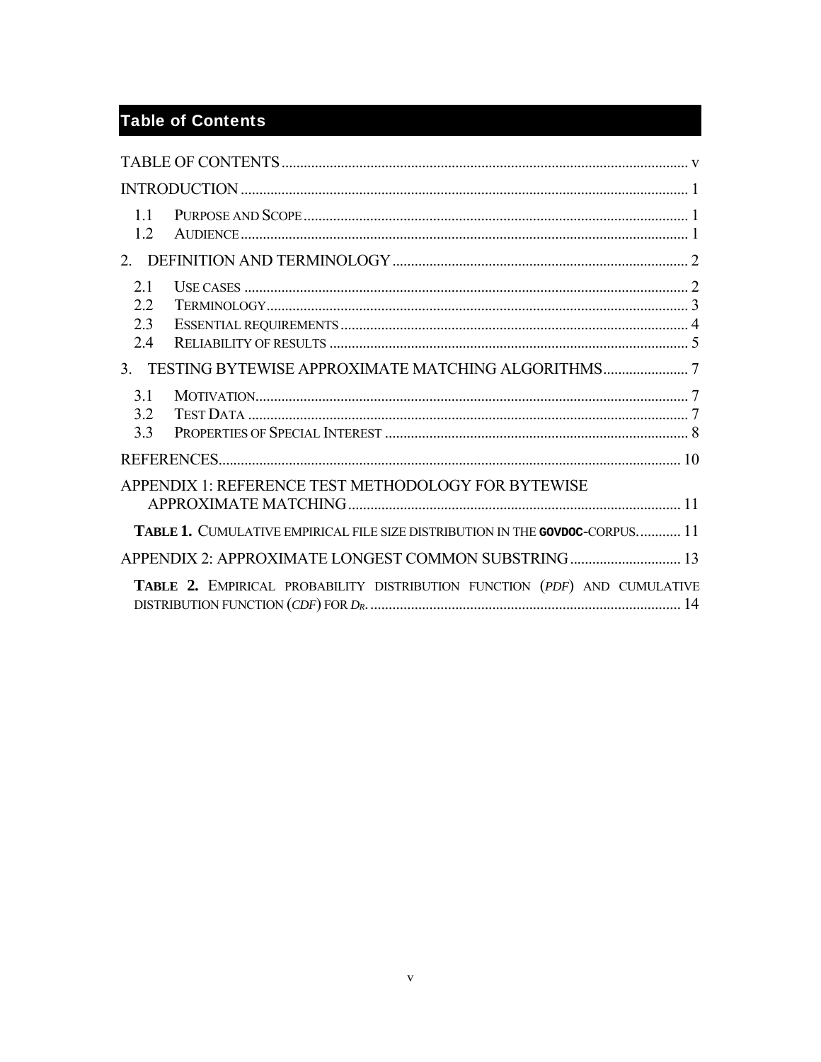# Table of Contents

TABLE OF CONTENTS ............................................................ v

INTRODUCTION ............................................................ 1

- 1.1 PURPOSE AND SCOPE ............................................................ 1
- 1.2 AUDIENCE ............................................................ 1

2. DEFINITION AND TERMINOLOGY ............................................................ 2

- 2.1 USE CASES ............................................................ 2
- 2.2 TERMINOLOGY ............................................................ 3
- 2.3 ESSENTIAL REQUIREMENTS ............................................................ 4
- 2.4 RELIABILITY OF RESULTS ............................................................ 5

3. TESTING BYTEWISE APPROXIMATE MATCHING ALGORITHMS ............................................................ 7

- 3.1 MOTIVATION ............................................................ 7
- 3.2 TEST DATA ............................................................ 7
- 3.3 PROPERTIES OF SPECIAL INTEREST ............................................................ 8

REFERENCES ............................................................ 10

APPENDIX 1: REFERENCE TEST METHODOLOGY FOR BYTEWISE APPROXIMATE MATCHING ............................................................ 11

- **TABLE 1.** CUMULATIVE EMPIRICAL FILE SIZE DISTRIBUTION IN THE **GOVDOC**-CORPUS. ............ 11

APPENDIX 2: APPROXIMATE LONGEST COMMON SUBSTRING ............................................................ 13

- **TABLE 2.** EMPIRICAL PROBABILITY DISTRIBUTION FUNCTION (*PDF*) AND CUMULATIVE DISTRIBUTION FUNCTION (*CDF*) FOR $D_R$. ............................................................ 14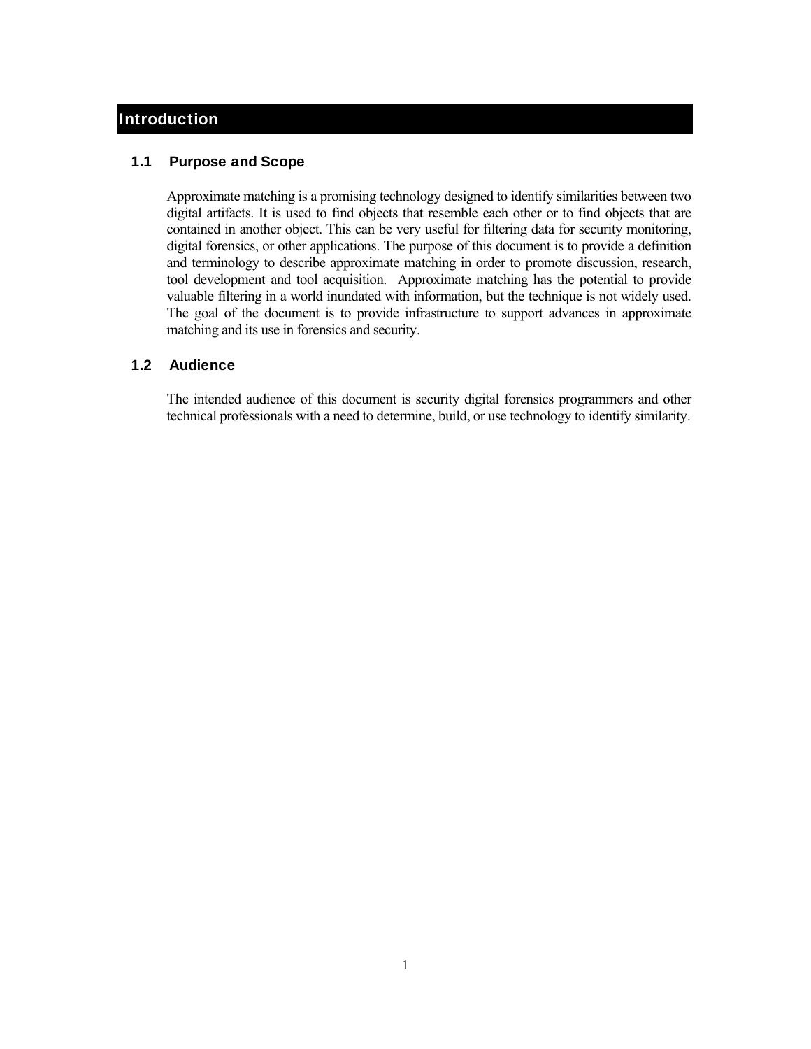# Introduction

## 1.1 Purpose and Scope

Approximate matching is a promising technology designed to identify similarities between two digital artifacts. It is used to find objects that resemble each other or to find objects that are contained in another object. This can be very useful for filtering data for security monitoring, digital forensics, or other applications. The purpose of this document is to provide a definition and terminology to describe approximate matching in order to promote discussion, research, tool development and tool acquisition.  Approximate matching has the potential to provide valuable filtering in a world inundated with information, but the technique is not widely used. The goal of the document is to provide infrastructure to support advances in approximate matching and its use in forensics and security.

## 1.2 Audience

The intended audience of this document is security digital forensics programmers and other technical professionals with a need to determine, build, or use technology to identify similarity.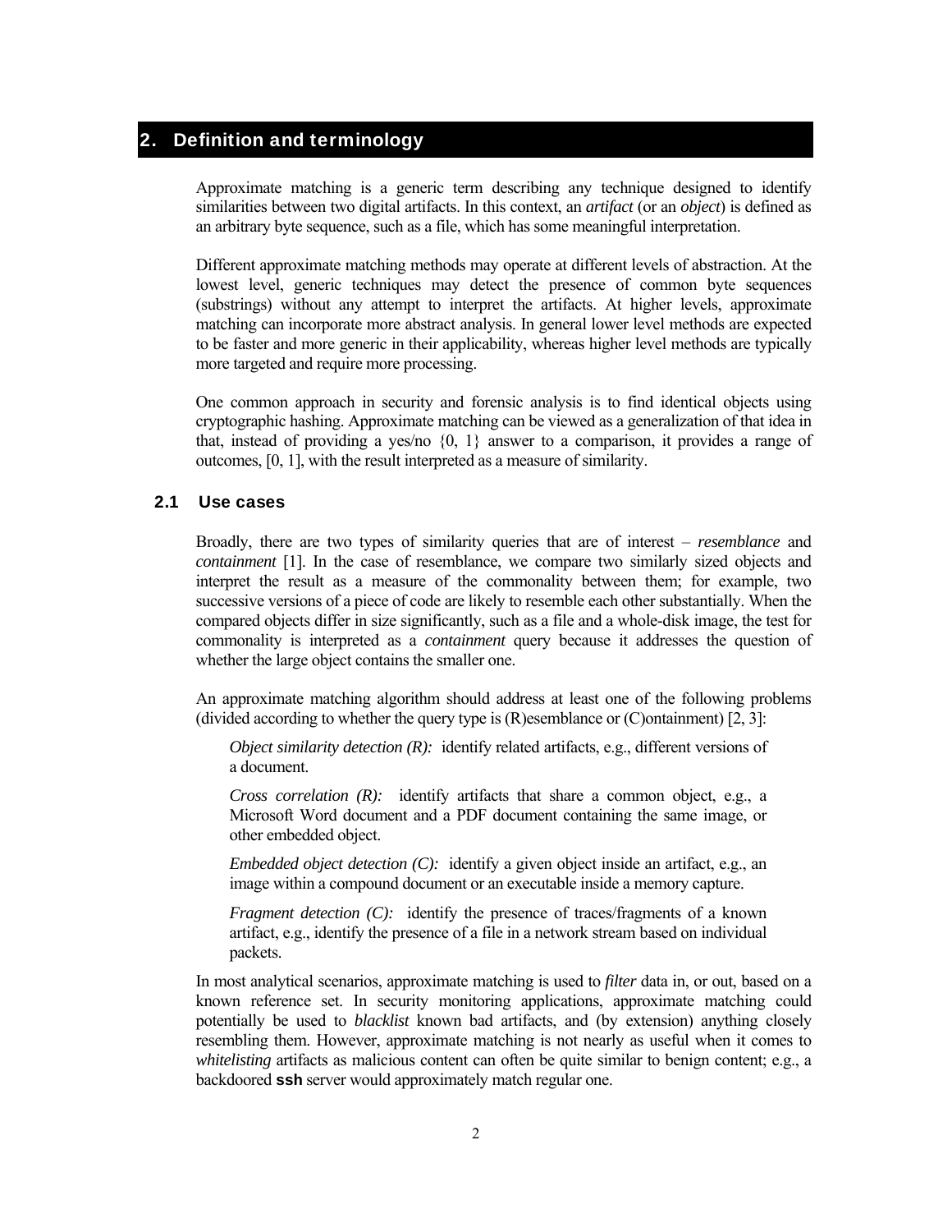## 2. Definition and terminology

Approximate matching is a generic term describing any technique designed to identify similarities between two digital artifacts. In this context, an *artifact* (or an *object*) is defined as an arbitrary byte sequence, such as a file, which has some meaningful interpretation.

Different approximate matching methods may operate at different levels of abstraction. At the lowest level, generic techniques may detect the presence of common byte sequences (substrings) without any attempt to interpret the artifacts. At higher levels, approximate matching can incorporate more abstract analysis. In general lower level methods are expected to be faster and more generic in their applicability, whereas higher level methods are typically more targeted and require more processing.

One common approach in security and forensic analysis is to find identical objects using cryptographic hashing. Approximate matching can be viewed as a generalization of that idea in that, instead of providing a yes/no {0, 1} answer to a comparison, it provides a range of outcomes, [0, 1], with the result interpreted as a measure of similarity.

### 2.1 Use cases

Broadly, there are two types of similarity queries that are of interest – *resemblance* and *containment* [1]. In the case of resemblance, we compare two similarly sized objects and interpret the result as a measure of the commonality between them; for example, two successive versions of a piece of code are likely to resemble each other substantially. When the compared objects differ in size significantly, such as a file and a whole-disk image, the test for commonality is interpreted as a *containment* query because it addresses the question of whether the large object contains the smaller one.

An approximate matching algorithm should address at least one of the following problems (divided according to whether the query type is (R)esemblance or (C)ontainment) [2, 3]:

*Object similarity detection (R):* identify related artifacts, e.g., different versions of a document.

*Cross correlation (R):* identify artifacts that share a common object, e.g., a Microsoft Word document and a PDF document containing the same image, or other embedded object.

*Embedded object detection (C):* identify a given object inside an artifact, e.g., an image within a compound document or an executable inside a memory capture.

*Fragment detection (C):* identify the presence of traces/fragments of a known artifact, e.g., identify the presence of a file in a network stream based on individual packets.

In most analytical scenarios, approximate matching is used to *filter* data in, or out, based on a known reference set. In security monitoring applications, approximate matching could potentially be used to *blacklist* known bad artifacts, and (by extension) anything closely resembling them. However, approximate matching is not nearly as useful when it comes to *whitelisting* artifacts as malicious content can often be quite similar to benign content; e.g., a backdoored **ssh** server would approximately match regular one.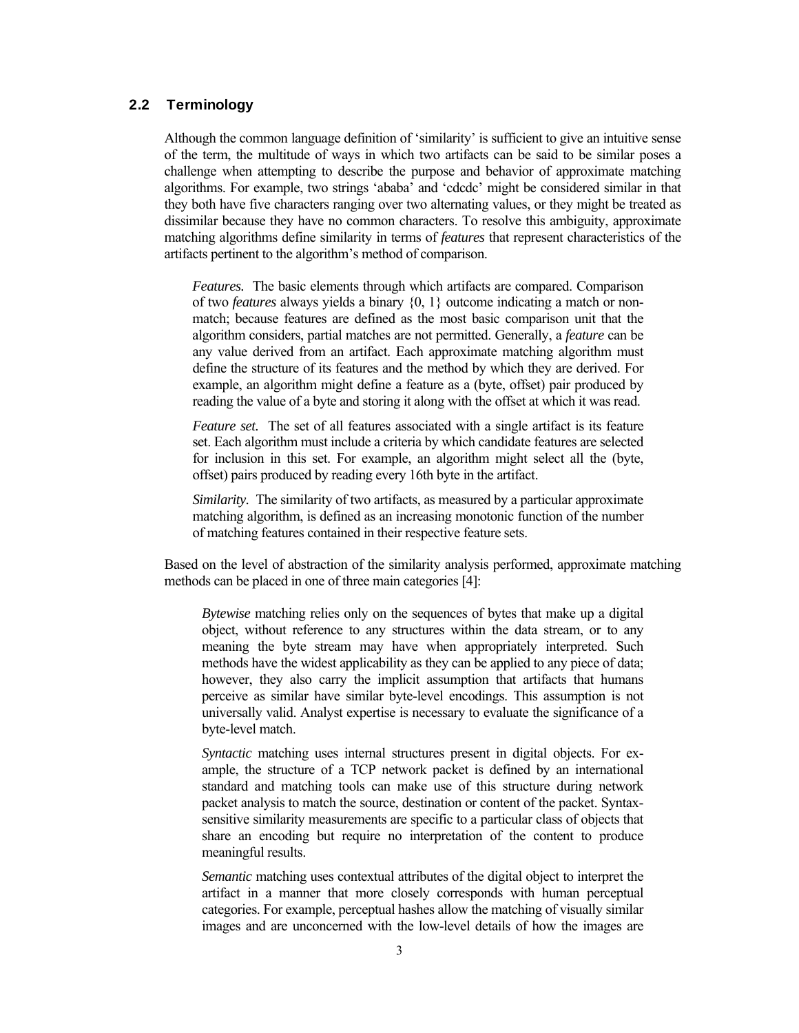## 2.2 Terminology

Although the common language definition of 'similarity' is sufficient to give an intuitive sense of the term, the multitude of ways in which two artifacts can be said to be similar poses a challenge when attempting to describe the purpose and behavior of approximate matching algorithms. For example, two strings 'ababa' and 'cdcdc' might be considered similar in that they both have five characters ranging over two alternating values, or they might be treated as dissimilar because they have no common characters. To resolve this ambiguity, approximate matching algorithms define similarity in terms of *features* that represent characteristics of the artifacts pertinent to the algorithm's method of comparison.

> *Features.* The basic elements through which artifacts are compared. Comparison of two *features* always yields a binary {0, 1} outcome indicating a match or non-match; because features are defined as the most basic comparison unit that the algorithm considers, partial matches are not permitted. Generally, a *feature* can be any value derived from an artifact. Each approximate matching algorithm must define the structure of its features and the method by which they are derived. For example, an algorithm might define a feature as a (byte, offset) pair produced by reading the value of a byte and storing it along with the offset at which it was read.
>
> *Feature set.* The set of all features associated with a single artifact is its feature set. Each algorithm must include a criteria by which candidate features are selected for inclusion in this set. For example, an algorithm might select all the (byte, offset) pairs produced by reading every 16th byte in the artifact.
>
> *Similarity.* The similarity of two artifacts, as measured by a particular approximate matching algorithm, is defined as an increasing monotonic function of the number of matching features contained in their respective feature sets.

Based on the level of abstraction of the similarity analysis performed, approximate matching methods can be placed in one of three main categories [4]:

> *Bytewise* matching relies only on the sequences of bytes that make up a digital object, without reference to any structures within the data stream, or to any meaning the byte stream may have when appropriately interpreted. Such methods have the widest applicability as they can be applied to any piece of data; however, they also carry the implicit assumption that artifacts that humans perceive as similar have similar byte-level encodings. This assumption is not universally valid. Analyst expertise is necessary to evaluate the significance of a byte-level match.
>
> *Syntactic* matching uses internal structures present in digital objects. For example, the structure of a TCP network packet is defined by an international standard and matching tools can make use of this structure during network packet analysis to match the source, destination or content of the packet. Syntax-sensitive similarity measurements are specific to a particular class of objects that share an encoding but require no interpretation of the content to produce meaningful results.
>
> *Semantic* matching uses contextual attributes of the digital object to interpret the artifact in a manner that more closely corresponds with human perceptual categories. For example, perceptual hashes allow the matching of visually similar images and are unconcerned with the low-level details of how the images are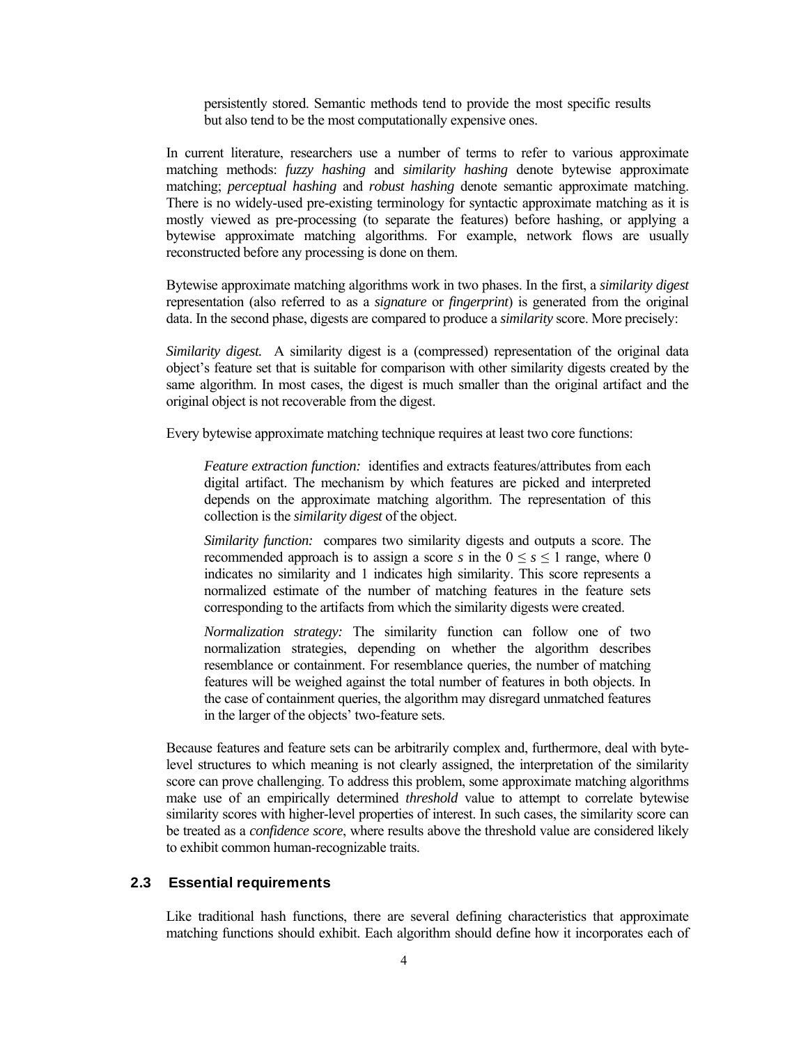persistently stored. Semantic methods tend to provide the most specific results but also tend to be the most computationally expensive ones.

In current literature, researchers use a number of terms to refer to various approximate matching methods: *fuzzy hashing* and *similarity hashing* denote bytewise approximate matching; *perceptual hashing* and *robust hashing* denote semantic approximate matching. There is no widely-used pre-existing terminology for syntactic approximate matching as it is mostly viewed as pre-processing (to separate the features) before hashing, or applying a bytewise approximate matching algorithms. For example, network flows are usually reconstructed before any processing is done on them.

Bytewise approximate matching algorithms work in two phases. In the first, a *similarity digest* representation (also referred to as a *signature* or *fingerprint*) is generated from the original data. In the second phase, digests are compared to produce a *similarity* score. More precisely:

*Similarity digest.* A similarity digest is a (compressed) representation of the original data object's feature set that is suitable for comparison with other similarity digests created by the same algorithm. In most cases, the digest is much smaller than the original artifact and the original object is not recoverable from the digest.

Every bytewise approximate matching technique requires at least two core functions:

*Feature extraction function:* identifies and extracts features/attributes from each digital artifact. The mechanism by which features are picked and interpreted depends on the approximate matching algorithm. The representation of this collection is the *similarity digest* of the object.

*Similarity function:* compares two similarity digests and outputs a score. The recommended approach is to assign a score $s$ in the $0 \leq s \leq 1$ range, where 0 indicates no similarity and 1 indicates high similarity. This score represents a normalized estimate of the number of matching features in the feature sets corresponding to the artifacts from which the similarity digests were created.

*Normalization strategy:* The similarity function can follow one of two normalization strategies, depending on whether the algorithm describes resemblance or containment. For resemblance queries, the number of matching features will be weighed against the total number of features in both objects. In the case of containment queries, the algorithm may disregard unmatched features in the larger of the objects' two-feature sets.

Because features and feature sets can be arbitrarily complex and, furthermore, deal with byte-level structures to which meaning is not clearly assigned, the interpretation of the similarity score can prove challenging. To address this problem, some approximate matching algorithms make use of an empirically determined *threshold* value to attempt to correlate bytewise similarity scores with higher-level properties of interest. In such cases, the similarity score can be treated as a *confidence score*, where results above the threshold value are considered likely to exhibit common human-recognizable traits.

## 2.3 Essential requirements

Like traditional hash functions, there are several defining characteristics that approximate matching functions should exhibit. Each algorithm should define how it incorporates each of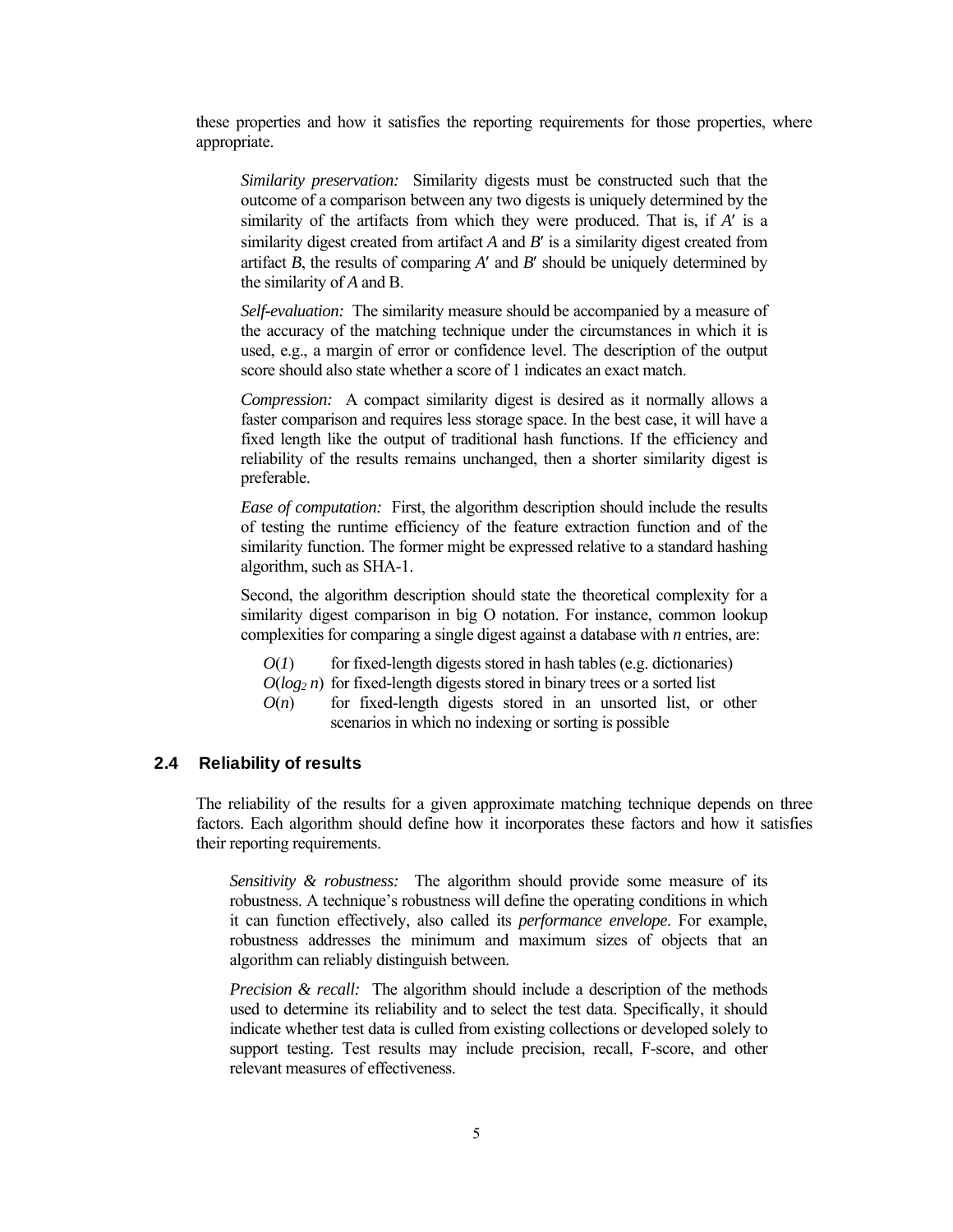these properties and how it satisfies the reporting requirements for those properties, where appropriate.

*Similarity preservation:* Similarity digests must be constructed such that the outcome of a comparison between any two digests is uniquely determined by the similarity of the artifacts from which they were produced. That is, if $A'$ is a similarity digest created from artifact $A$ and $B'$ is a similarity digest created from artifact $B$, the results of comparing $A'$ and $B'$ should be uniquely determined by the similarity of $A$ and B.

*Self-evaluation:* The similarity measure should be accompanied by a measure of the accuracy of the matching technique under the circumstances in which it is used, e.g., a margin of error or confidence level. The description of the output score should also state whether a score of 1 indicates an exact match.

*Compression:* A compact similarity digest is desired as it normally allows a faster comparison and requires less storage space. In the best case, it will have a fixed length like the output of traditional hash functions. If the efficiency and reliability of the results remains unchanged, then a shorter similarity digest is preferable.

*Ease of computation:* First, the algorithm description should include the results of testing the runtime efficiency of the feature extraction function and of the similarity function. The former might be expressed relative to a standard hashing algorithm, such as SHA-1.

Second, the algorithm description should state the theoretical complexity for a similarity digest comparison in big O notation. For instance, common lookup complexities for comparing a single digest against a database with $n$ entries, are:

- $O(1)$ for fixed-length digests stored in hash tables (e.g. dictionaries)
- $O(\log_2 n)$ for fixed-length digests stored in binary trees or a sorted list
- $O(n)$ for fixed-length digests stored in an unsorted list, or other scenarios in which no indexing or sorting is possible

## 2.4 Reliability of results

The reliability of the results for a given approximate matching technique depends on three factors. Each algorithm should define how it incorporates these factors and how it satisfies their reporting requirements.

*Sensitivity & robustness:* The algorithm should provide some measure of its robustness. A technique's robustness will define the operating conditions in which it can function effectively, also called its *performance envelope*. For example, robustness addresses the minimum and maximum sizes of objects that an algorithm can reliably distinguish between.

*Precision & recall:* The algorithm should include a description of the methods used to determine its reliability and to select the test data. Specifically, it should indicate whether test data is culled from existing collections or developed solely to support testing. Test results may include precision, recall, F-score, and other relevant measures of effectiveness.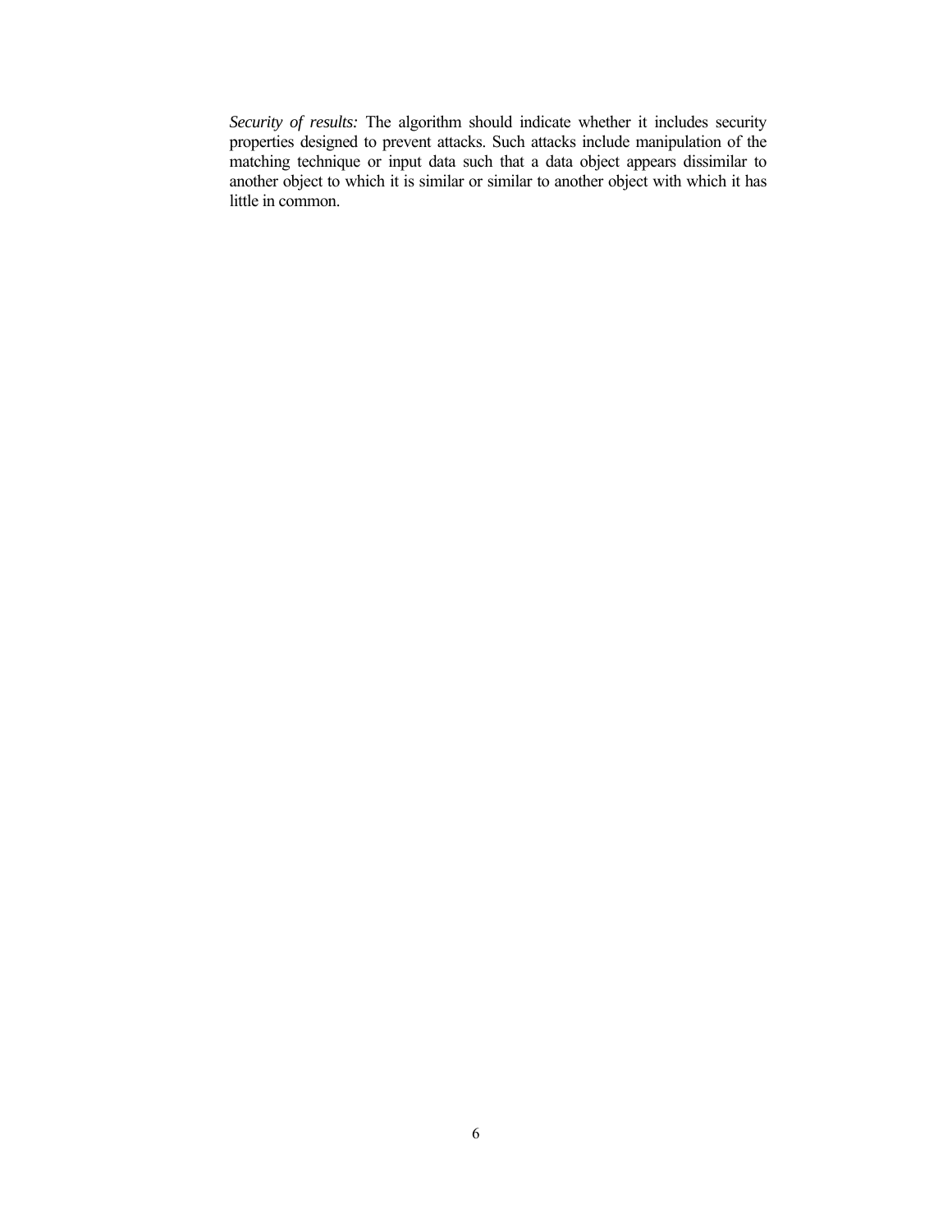*Security of results:* The algorithm should indicate whether it includes security properties designed to prevent attacks. Such attacks include manipulation of the matching technique or input data such that a data object appears dissimilar to another object to which it is similar or similar to another object with which it has little in common.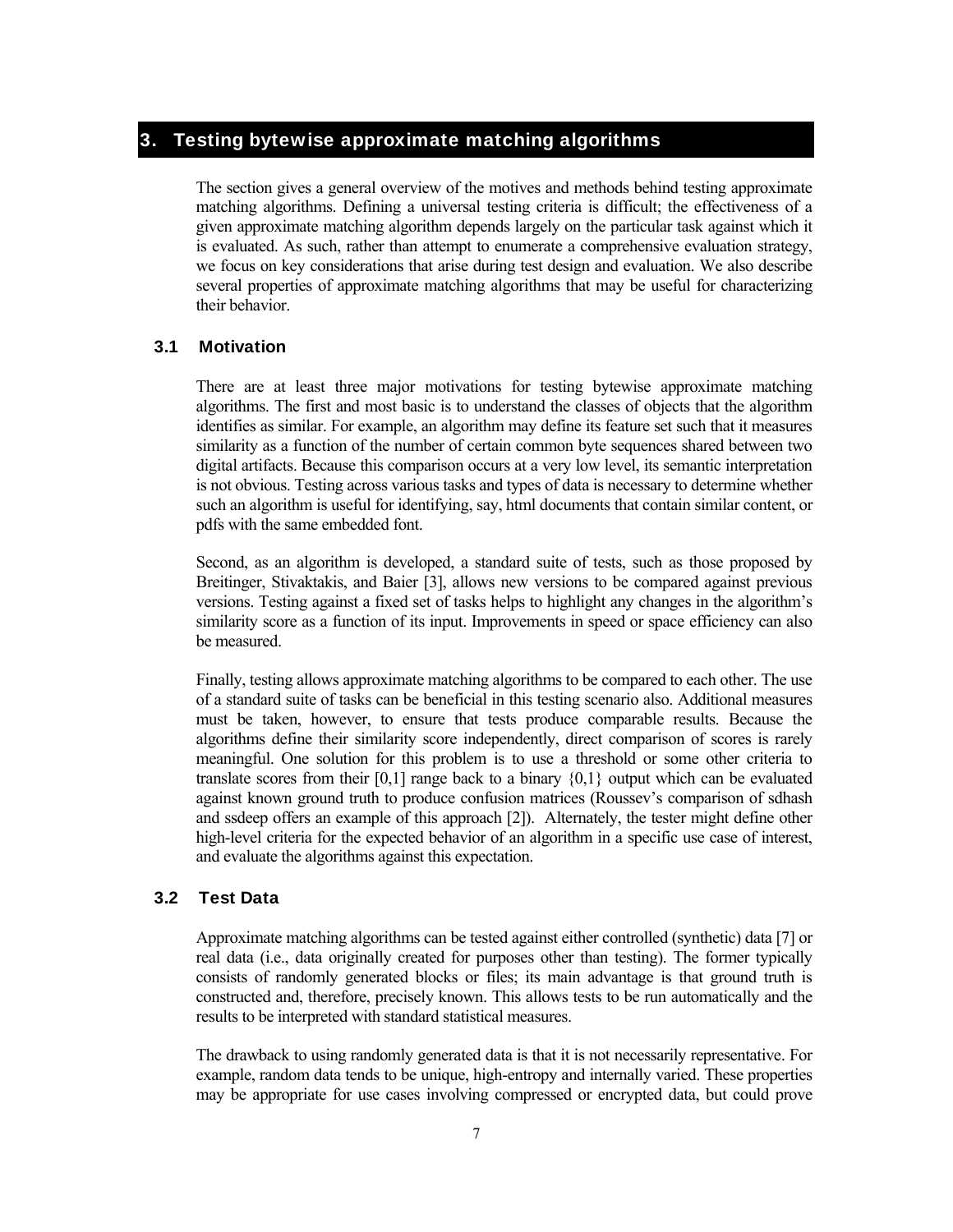## 3. Testing bytewise approximate matching algorithms

The section gives a general overview of the motives and methods behind testing approximate matching algorithms. Defining a universal testing criteria is difficult; the effectiveness of a given approximate matching algorithm depends largely on the particular task against which it is evaluated. As such, rather than attempt to enumerate a comprehensive evaluation strategy, we focus on key considerations that arise during test design and evaluation. We also describe several properties of approximate matching algorithms that may be useful for characterizing their behavior.

### 3.1 Motivation

There are at least three major motivations for testing bytewise approximate matching algorithms. The first and most basic is to understand the classes of objects that the algorithm identifies as similar. For example, an algorithm may define its feature set such that it measures similarity as a function of the number of certain common byte sequences shared between two digital artifacts. Because this comparison occurs at a very low level, its semantic interpretation is not obvious. Testing across various tasks and types of data is necessary to determine whether such an algorithm is useful for identifying, say, html documents that contain similar content, or pdfs with the same embedded font.

Second, as an algorithm is developed, a standard suite of tests, such as those proposed by Breitinger, Stivaktakis, and Baier [3], allows new versions to be compared against previous versions. Testing against a fixed set of tasks helps to highlight any changes in the algorithm's similarity score as a function of its input. Improvements in speed or space efficiency can also be measured.

Finally, testing allows approximate matching algorithms to be compared to each other. The use of a standard suite of tasks can be beneficial in this testing scenario also. Additional measures must be taken, however, to ensure that tests produce comparable results. Because the algorithms define their similarity score independently, direct comparison of scores is rarely meaningful. One solution for this problem is to use a threshold or some other criteria to translate scores from their [0,1] range back to a binary {0,1} output which can be evaluated against known ground truth to produce confusion matrices (Roussev's comparison of sdhash and ssdeep offers an example of this approach [2]). Alternately, the tester might define other high-level criteria for the expected behavior of an algorithm in a specific use case of interest, and evaluate the algorithms against this expectation.

### 3.2 Test Data

Approximate matching algorithms can be tested against either controlled (synthetic) data [7] or real data (i.e., data originally created for purposes other than testing). The former typically consists of randomly generated blocks or files; its main advantage is that ground truth is constructed and, therefore, precisely known. This allows tests to be run automatically and the results to be interpreted with standard statistical measures.

The drawback to using randomly generated data is that it is not necessarily representative. For example, random data tends to be unique, high-entropy and internally varied. These properties may be appropriate for use cases involving compressed or encrypted data, but could prove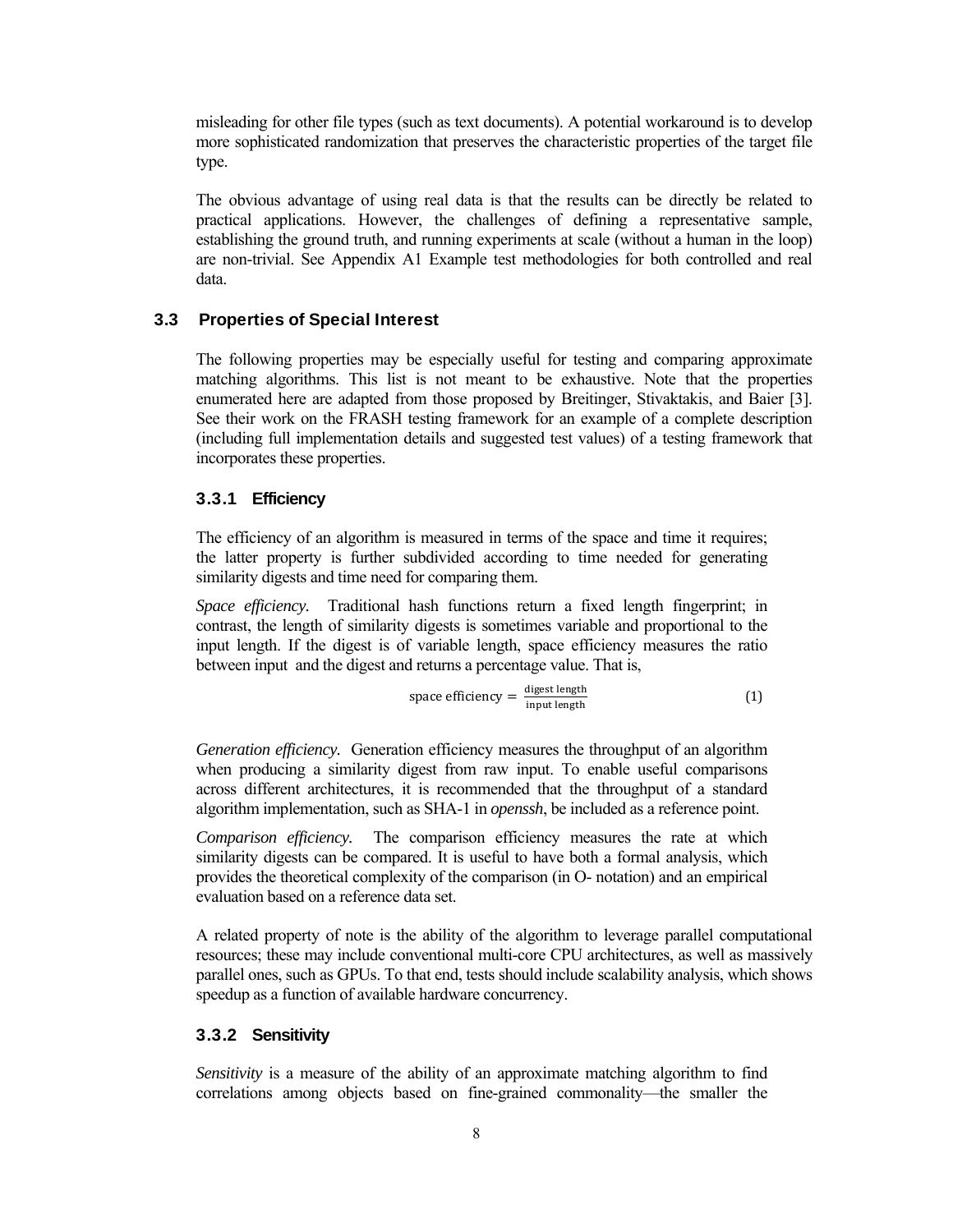misleading for other file types (such as text documents). A potential workaround is to develop more sophisticated randomization that preserves the characteristic properties of the target file type.

The obvious advantage of using real data is that the results can be directly be related to practical applications. However, the challenges of defining a representative sample, establishing the ground truth, and running experiments at scale (without a human in the loop) are non-trivial. See Appendix A1 Example test methodologies for both controlled and real data.

## 3.3 Properties of Special Interest

The following properties may be especially useful for testing and comparing approximate matching algorithms. This list is not meant to be exhaustive. Note that the properties enumerated here are adapted from those proposed by Breitinger, Stivaktakis, and Baier [3]. See their work on the FRASH testing framework for an example of a complete description (including full implementation details and suggested test values) of a testing framework that incorporates these properties.

### 3.3.1 Efficiency

The efficiency of an algorithm is measured in terms of the space and time it requires; the latter property is further subdivided according to time needed for generating similarity digests and time need for comparing them.

*Space efficiency.* Traditional hash functions return a fixed length fingerprint; in contrast, the length of similarity digests is sometimes variable and proportional to the input length. If the digest is of variable length, space efficiency measures the ratio between input and the digest and returns a percentage value. That is,

$$\text{space efficiency} = \frac{\text{digest length}}{\text{input length}} \tag{1}$$

*Generation efficiency.* Generation efficiency measures the throughput of an algorithm when producing a similarity digest from raw input. To enable useful comparisons across different architectures, it is recommended that the throughput of a standard algorithm implementation, such as SHA-1 in *openssh*, be included as a reference point.

*Comparison efficiency.* The comparison efficiency measures the rate at which similarity digests can be compared. It is useful to have both a formal analysis, which provides the theoretical complexity of the comparison (in O- notation) and an empirical evaluation based on a reference data set.

A related property of note is the ability of the algorithm to leverage parallel computational resources; these may include conventional multi-core CPU architectures, as well as massively parallel ones, such as GPUs. To that end, tests should include scalability analysis, which shows speedup as a function of available hardware concurrency.

### 3.3.2 Sensitivity

*Sensitivity* is a measure of the ability of an approximate matching algorithm to find correlations among objects based on fine-grained commonality—the smaller the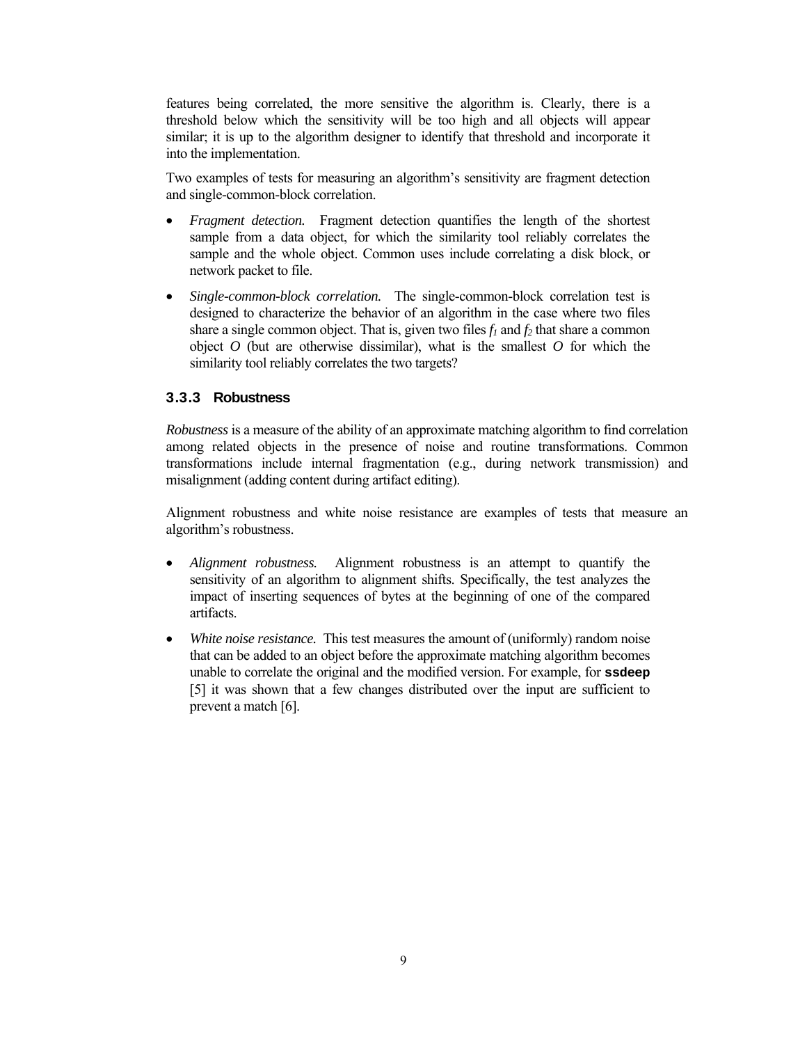features being correlated, the more sensitive the algorithm is. Clearly, there is a threshold below which the sensitivity will be too high and all objects will appear similar; it is up to the algorithm designer to identify that threshold and incorporate it into the implementation.

Two examples of tests for measuring an algorithm's sensitivity are fragment detection and single-common-block correlation.

- *Fragment detection.* Fragment detection quantifies the length of the shortest sample from a data object, for which the similarity tool reliably correlates the sample and the whole object. Common uses include correlating a disk block, or network packet to file.
- *Single-common-block correlation.* The single-common-block correlation test is designed to characterize the behavior of an algorithm in the case where two files share a single common object. That is, given two files $f_1$ and $f_2$ that share a common object $O$ (but are otherwise dissimilar), what is the smallest $O$ for which the similarity tool reliably correlates the two targets?

### 3.3.3 Robustness

*Robustness* is a measure of the ability of an approximate matching algorithm to find correlation among related objects in the presence of noise and routine transformations. Common transformations include internal fragmentation (e.g., during network transmission) and misalignment (adding content during artifact editing).

Alignment robustness and white noise resistance are examples of tests that measure an algorithm's robustness.

- *Alignment robustness.* Alignment robustness is an attempt to quantify the sensitivity of an algorithm to alignment shifts. Specifically, the test analyzes the impact of inserting sequences of bytes at the beginning of one of the compared artifacts.
- *White noise resistance.* This test measures the amount of (uniformly) random noise that can be added to an object before the approximate matching algorithm becomes unable to correlate the original and the modified version. For example, for **ssdeep** [5] it was shown that a few changes distributed over the input are sufficient to prevent a match [6].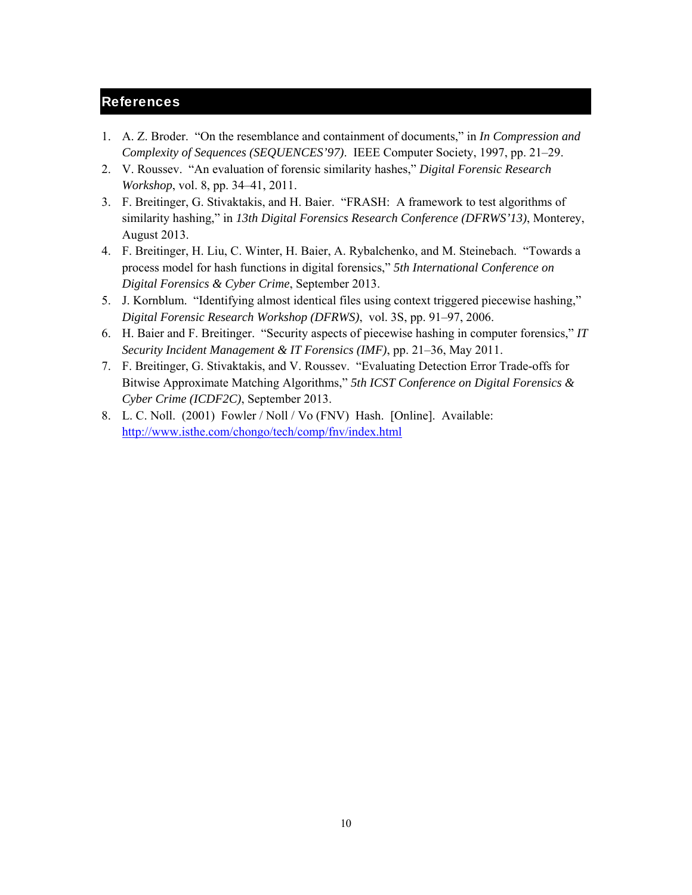## References

1. A. Z. Broder. "On the resemblance and containment of documents," in *In Compression and Complexity of Sequences (SEQUENCES'97)*. IEEE Computer Society, 1997, pp. 21–29.
2. V. Roussev. "An evaluation of forensic similarity hashes," *Digital Forensic Research Workshop*, vol. 8, pp. 34–41, 2011.
3. F. Breitinger, G. Stivaktakis, and H. Baier. "FRASH: A framework to test algorithms of similarity hashing," in *13th Digital Forensics Research Conference (DFRWS'13)*, Monterey, August 2013.
4. F. Breitinger, H. Liu, C. Winter, H. Baier, A. Rybalchenko, and M. Steinebach. "Towards a process model for hash functions in digital forensics," *5th International Conference on Digital Forensics & Cyber Crime*, September 2013.
5. J. Kornblum. "Identifying almost identical files using context triggered piecewise hashing," *Digital Forensic Research Workshop (DFRWS)*, vol. 3S, pp. 91–97, 2006.
6. H. Baier and F. Breitinger. "Security aspects of piecewise hashing in computer forensics," *IT Security Incident Management & IT Forensics (IMF)*, pp. 21–36, May 2011.
7. F. Breitinger, G. Stivaktakis, and V. Roussev. "Evaluating Detection Error Trade-offs for Bitwise Approximate Matching Algorithms," *5th ICST Conference on Digital Forensics & Cyber Crime (ICDF2C)*, September 2013.
8. L. C. Noll. (2001) Fowler / Noll / Vo (FNV) Hash. [Online]. Available: http://www.isthe.com/chongo/tech/comp/fnv/index.html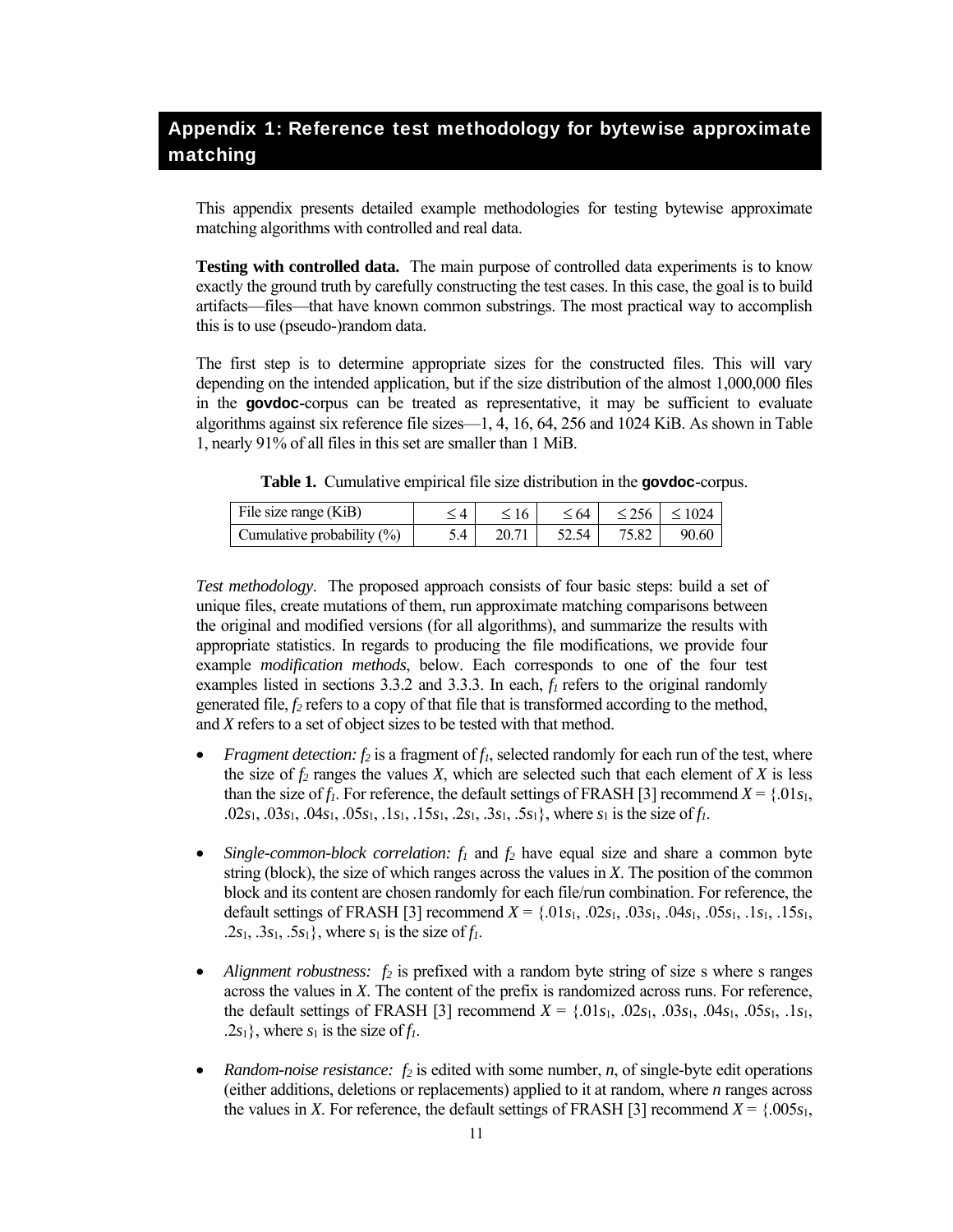## Appendix 1: Reference test methodology for bytewise approximate matching

This appendix presents detailed example methodologies for testing bytewise approximate matching algorithms with controlled and real data.

**Testing with controlled data.** The main purpose of controlled data experiments is to know exactly the ground truth by carefully constructing the test cases. In this case, the goal is to build artifacts—files—that have known common substrings. The most practical way to accomplish this is to use (pseudo-)random data.

The first step is to determine appropriate sizes for the constructed files. This will vary depending on the intended application, but if the size distribution of the almost 1,000,000 files in the **govdoc**-corpus can be treated as representative, it may be sufficient to evaluate algorithms against six reference file sizes—1, 4, 16, 64, 256 and 1024 KiB. As shown in Table 1, nearly 91% of all files in this set are smaller than 1 MiB.

**Table 1.** Cumulative empirical file size distribution in the **govdoc**-corpus.

| File size range (KiB) | $\leq 4$ | $\leq 16$ | $\leq 64$ | $\leq 256$ | $\leq 1024$ |
|---|---|---|---|---|---|
| Cumulative probability (%) | 5.4 | 20.71 | 52.54 | 75.82 | 90.60 |

*Test methodology*. The proposed approach consists of four basic steps: build a set of unique files, create mutations of them, run approximate matching comparisons between the original and modified versions (for all algorithms), and summarize the results with appropriate statistics. In regards to producing the file modifications, we provide four example *modification methods*, below. Each corresponds to one of the four test examples listed in sections 3.3.2 and 3.3.3. In each, $f_1$ refers to the original randomly generated file, $f_2$ refers to a copy of that file that is transformed according to the method, and $X$ refers to a set of object sizes to be tested with that method.

- *Fragment detection:* $f_2$ is a fragment of $f_1$, selected randomly for each run of the test, where the size of $f_2$ ranges the values $X$, which are selected such that each element of $X$ is less than the size of $f_1$. For reference, the default settings of FRASH [3] recommend $X = \{.01s_1, .02s_1, .03s_1, .04s_1, .05s_1, .1s_1, .15s_1, .2s_1, .3s_1, .5s_1\}$, where $s_1$ is the size of $f_1$.

- *Single-common-block correlation:* $f_1$ and $f_2$ have equal size and share a common byte string (block), the size of which ranges across the values in $X$. The position of the common block and its content are chosen randomly for each file/run combination. For reference, the default settings of FRASH [3] recommend $X = \{.01s_1, .02s_1, .03s_1, .04s_1, .05s_1, .1s_1, .15s_1, .2s_1, .3s_1, .5s_1\}$, where $s_1$ is the size of $f_1$.

- *Alignment robustness:* $f_2$ is prefixed with a random byte string of size s where s ranges across the values in $X$. The content of the prefix is randomized across runs. For reference, the default settings of FRASH [3] recommend $X = \{.01s_1, .02s_1, .03s_1, .04s_1, .05s_1, .1s_1, .2s_1\}$, where $s_1$ is the size of $f_1$.

- *Random-noise resistance:* $f_2$ is edited with some number, $n$, of single-byte edit operations (either additions, deletions or replacements) applied to it at random, where $n$ ranges across the values in $X$. For reference, the default settings of FRASH [3] recommend $X = \{.005s_1,$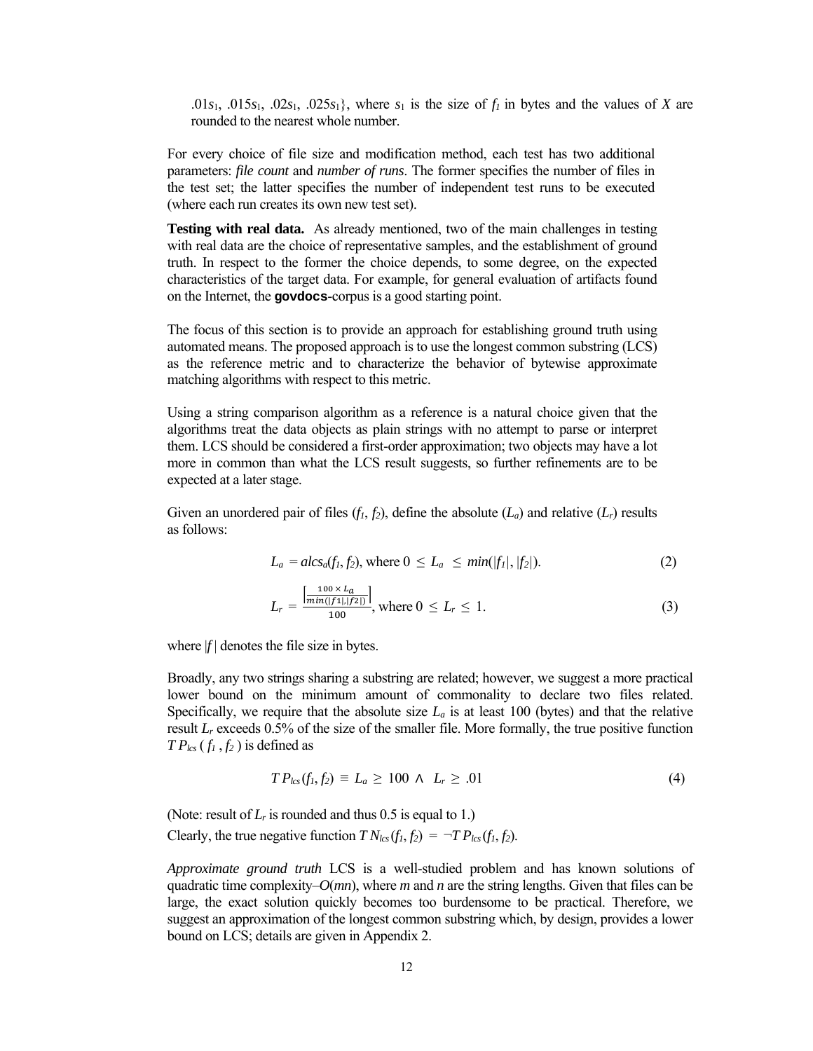.01$s_1$, .015$s_1$, .02$s_1$, .025$s_1$}, where $s_1$ is the size of $f_1$ in bytes and the values of $X$ are rounded to the nearest whole number.

For every choice of file size and modification method, each test has two additional parameters: *file count* and *number of runs*. The former specifies the number of files in the test set; the latter specifies the number of independent test runs to be executed (where each run creates its own new test set).

**Testing with real data.** As already mentioned, two of the main challenges in testing with real data are the choice of representative samples, and the establishment of ground truth. In respect to the former the choice depends, to some degree, on the expected characteristics of the target data. For example, for general evaluation of artifacts found on the Internet, the **govdocs**-corpus is a good starting point.

The focus of this section is to provide an approach for establishing ground truth using automated means. The proposed approach is to use the longest common substring (LCS) as the reference metric and to characterize the behavior of bytewise approximate matching algorithms with respect to this metric.

Using a string comparison algorithm as a reference is a natural choice given that the algorithms treat the data objects as plain strings with no attempt to parse or interpret them. LCS should be considered a first-order approximation; two objects may have a lot more in common than what the LCS result suggests, so further refinements are to be expected at a later stage.

Given an unordered pair of files ($f_1$, $f_2$), define the absolute ($L_a$) and relative ($L_r$) results as follows:

$$L_a = alcs_a(f_1, f_2), \text{ where } 0 \leq L_a \leq min(|f_1|, |f_2|). \tag{2}$$

$$L_r = \frac{\left\lfloor \frac{100 \times L_a}{min(|f1|,|f2|)} \right\rceil}{100}, \text{ where } 0 \leq L_r \leq 1. \tag{3}$$

where $|f|$ denotes the file size in bytes.

Broadly, any two strings sharing a substring are related; however, we suggest a more practical lower bound on the minimum amount of commonality to declare two files related. Specifically, we require that the absolute size $L_a$ is at least 100 (bytes) and that the relative result $L_r$ exceeds 0.5% of the size of the smaller file. More formally, the true positive function $TP_{lcs}(f_1, f_2)$ is defined as

$$TP_{lcs}(f_1, f_2) \equiv L_a \geq 100 \wedge L_r \geq .01 \tag{4}$$

(Note: result of $L_r$ is rounded and thus 0.5 is equal to 1.)

Clearly, the true negative function $TN_{lcs}(f_1, f_2) = \neg TP_{lcs}(f_1, f_2)$.

*Approximate ground truth* LCS is a well-studied problem and has known solutions of quadratic time complexity–$O(mn)$, where $m$ and $n$ are the string lengths. Given that files can be large, the exact solution quickly becomes too burdensome to be practical. Therefore, we suggest an approximation of the longest common substring which, by design, provides a lower bound on LCS; details are given in Appendix 2.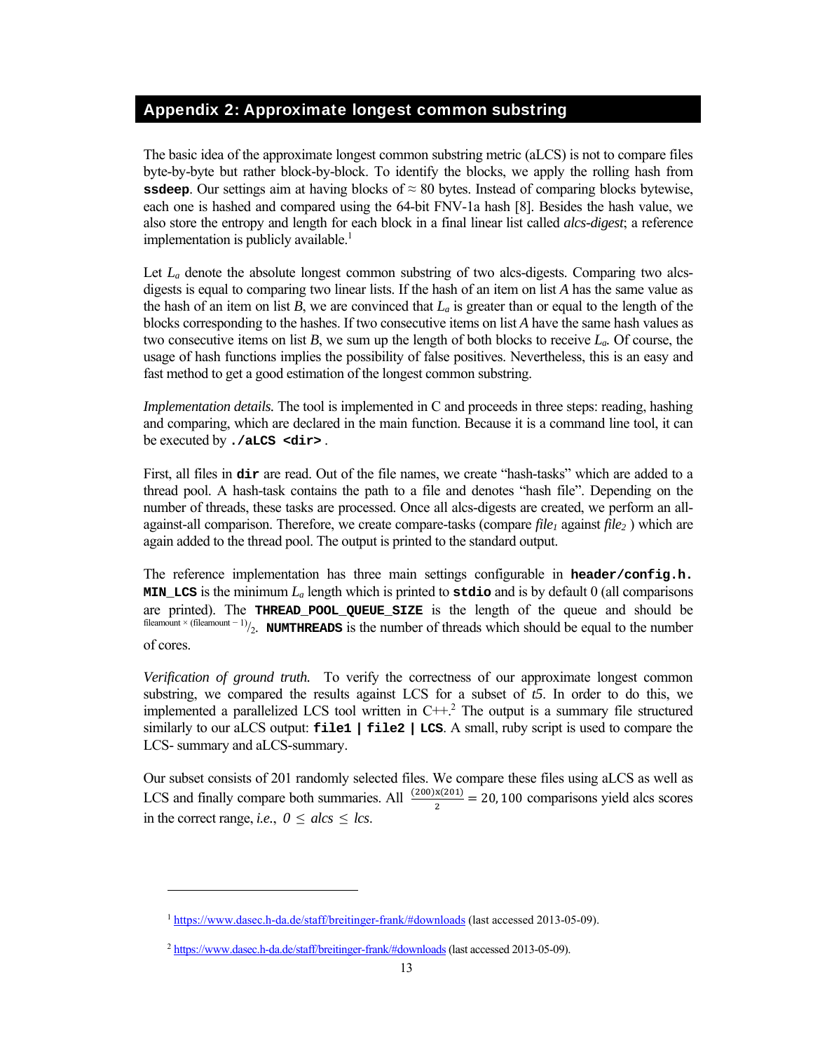## Appendix 2: Approximate longest common substring

The basic idea of the approximate longest common substring metric (aLCS) is not to compare files byte-by-byte but rather block-by-block. To identify the blocks, we apply the rolling hash from **ssdeep**. Our settings aim at having blocks of ≈ 80 bytes. Instead of comparing blocks bytewise, each one is hashed and compared using the 64-bit FNV-1a hash [8]. Besides the hash value, we also store the entropy and length for each block in a final linear list called *alcs-digest*; a reference implementation is publicly available.[1]

Let $L_a$ denote the absolute longest common substring of two alcs-digests. Comparing two alcs-digests is equal to comparing two linear lists. If the hash of an item on list *A* has the same value as the hash of an item on list *B*, we are convinced that $L_a$ is greater than or equal to the length of the blocks corresponding to the hashes. If two consecutive items on list *A* have the same hash values as two consecutive items on list *B*, we sum up the length of both blocks to receive $L_a$. Of course, the usage of hash functions implies the possibility of false positives. Nevertheless, this is an easy and fast method to get a good estimation of the longest common substring.

*Implementation details.* The tool is implemented in C and proceeds in three steps: reading, hashing and comparing, which are declared in the main function. Because it is a command line tool, it can be executed by **`./aLCS <dir>`** .

First, all files in **`dir`** are read. Out of the file names, we create "hash-tasks" which are added to a thread pool. A hash-task contains the path to a file and denotes "hash file". Depending on the number of threads, these tasks are processed. Once all alcs-digests are created, we perform an all-against-all comparison. Therefore, we create compare-tasks (compare $file_1$ against $file_2$ ) which are again added to the thread pool. The output is printed to the standard output.

The reference implementation has three main settings configurable in **`header/config.h.`** **`MIN_LCS`** is the minimum $L_a$ length which is printed to **`stdio`** and is by default 0 (all comparisons are printed). The **`THREAD_POOL_QUEUE_SIZE`** is the length of the queue and should be $^{\text{fileamount} \times (\text{fileamount} - 1)}/_{2}$. **`NUMTHREADS`** is the number of threads which should be equal to the number of cores.

*Verification of ground truth.* To verify the correctness of our approximate longest common substring, we compared the results against LCS for a subset of *t5*. In order to do this, we implemented a parallelized LCS tool written in C++.[2] The output is a summary file structured similarly to our aLCS output: **`file1 | file2 | LCS`**. A small, ruby script is used to compare the LCS- summary and aLCS-summary.

Our subset consists of 201 randomly selected files. We compare these files using aLCS as well as LCS and finally compare both summaries. All $\frac{(200)\text{x}(201)}{2} = 20,100$ comparisons yield alcs scores in the correct range, *i.e.*, $0 \leq alcs \leq lcs$.

---

[1] https://www.dasec.h-da.de/staff/breitinger-frank/#downloads (last accessed 2013-05-09).

[2] https://www.dasec.h-da.de/staff/breitinger-frank/#downloads (last accessed 2013-05-09).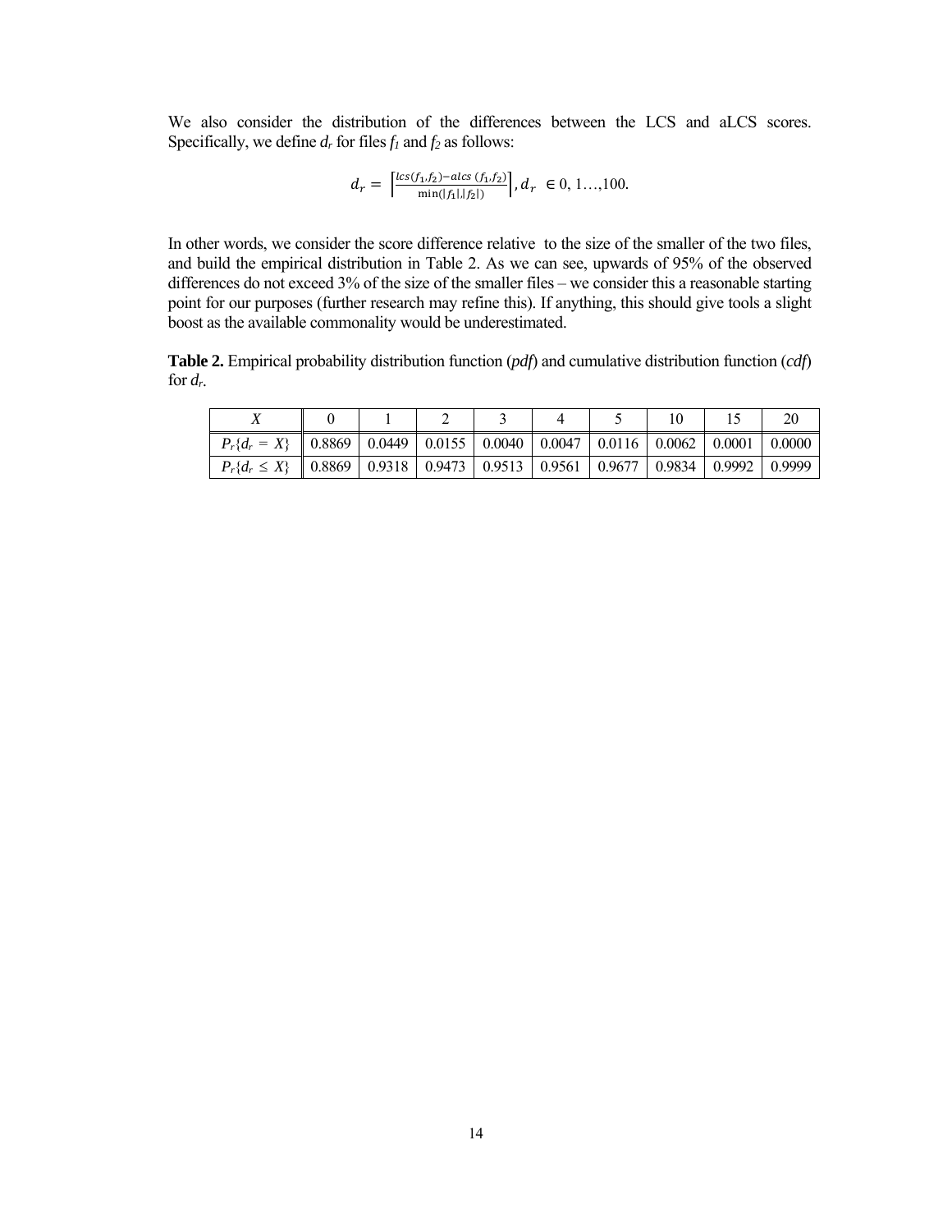We also consider the distribution of the differences between the LCS and aLCS scores. Specifically, we define $d_r$ for files $f_1$ and $f_2$ as follows:

$$d_r = \left\lceil \frac{lcs(f_1, f_2) - alcs\ (f_1, f_2)}{\min(|f_1|, |f_2|)} \right\rceil, d_r \in 0, 1 \ldots, 100.$$

In other words, we consider the score difference relative to the size of the smaller of the two files, and build the empirical distribution in Table 2. As we can see, upwards of 95% of the observed differences do not exceed 3% of the size of the smaller files – we consider this a reasonable starting point for our purposes (further research may refine this). If anything, this should give tools a slight boost as the available commonality would be underestimated.

**Table 2.** Empirical probability distribution function (*pdf*) and cumulative distribution function (*cdf*) for $d_r$.

| $X$ | 0 | 1 | 2 | 3 | 4 | 5 | 10 | 15 | 20 |
|---|---|---|---|---|---|---|---|---|---|
| $P_r\{d_r = X\}$ | 0.8869 | 0.0449 | 0.0155 | 0.0040 | 0.0047 | 0.0116 | 0.0062 | 0.0001 | 0.0000 |
| $P_r\{d_r \leq X\}$ | 0.8869 | 0.9318 | 0.9473 | 0.9513 | 0.9561 | 0.9677 | 0.9834 | 0.9992 | 0.9999 |